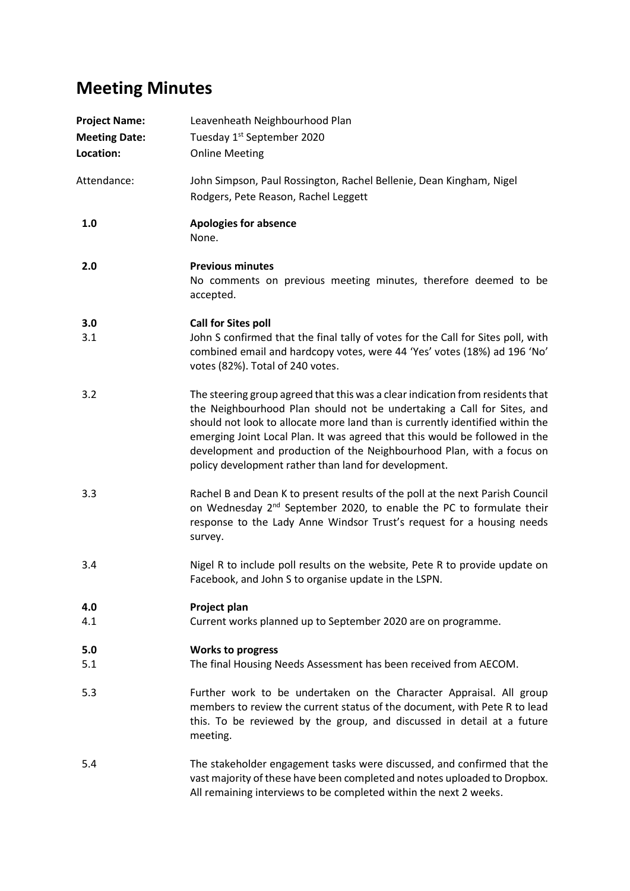# Meeting Minutes

**Project Name:** Leavenheath Neighbourhood Plan
**Meeting Date:** Tuesday 1st September 2020
**Location:** Online Meeting

Attendance: John Simpson, Paul Rossington, Rachel Bellenie, Dean Kingham, Nigel Rodgers, Pete Reason, Rachel Leggett

**1.0 Apologies for absence**

None.

**2.0 Previous minutes**

No comments on previous meeting minutes, therefore deemed to be accepted.

**3.0 Call for Sites poll**

3.1 John S confirmed that the final tally of votes for the Call for Sites poll, with combined email and hardcopy votes, were 44 'Yes' votes (18%) ad 196 'No' votes (82%). Total of 240 votes.

3.2 The steering group agreed that this was a clear indication from residents that the Neighbourhood Plan should not be undertaking a Call for Sites, and should not look to allocate more land than is currently identified within the emerging Joint Local Plan. It was agreed that this would be followed in the development and production of the Neighbourhood Plan, with a focus on policy development rather than land for development.

3.3 Rachel B and Dean K to present results of the poll at the next Parish Council on Wednesday 2nd September 2020, to enable the PC to formulate their response to the Lady Anne Windsor Trust's request for a housing needs survey.

3.4 Nigel R to include poll results on the website, Pete R to provide update on Facebook, and John S to organise update in the LSPN.

**4.0 Project plan**

4.1 Current works planned up to September 2020 are on programme.

**5.0 Works to progress**

5.1 The final Housing Needs Assessment has been received from AECOM.

5.3 Further work to be undertaken on the Character Appraisal. All group members to review the current status of the document, with Pete R to lead this. To be reviewed by the group, and discussed in detail at a future meeting.

5.4 The stakeholder engagement tasks were discussed, and confirmed that the vast majority of these have been completed and notes uploaded to Dropbox. All remaining interviews to be completed within the next 2 weeks.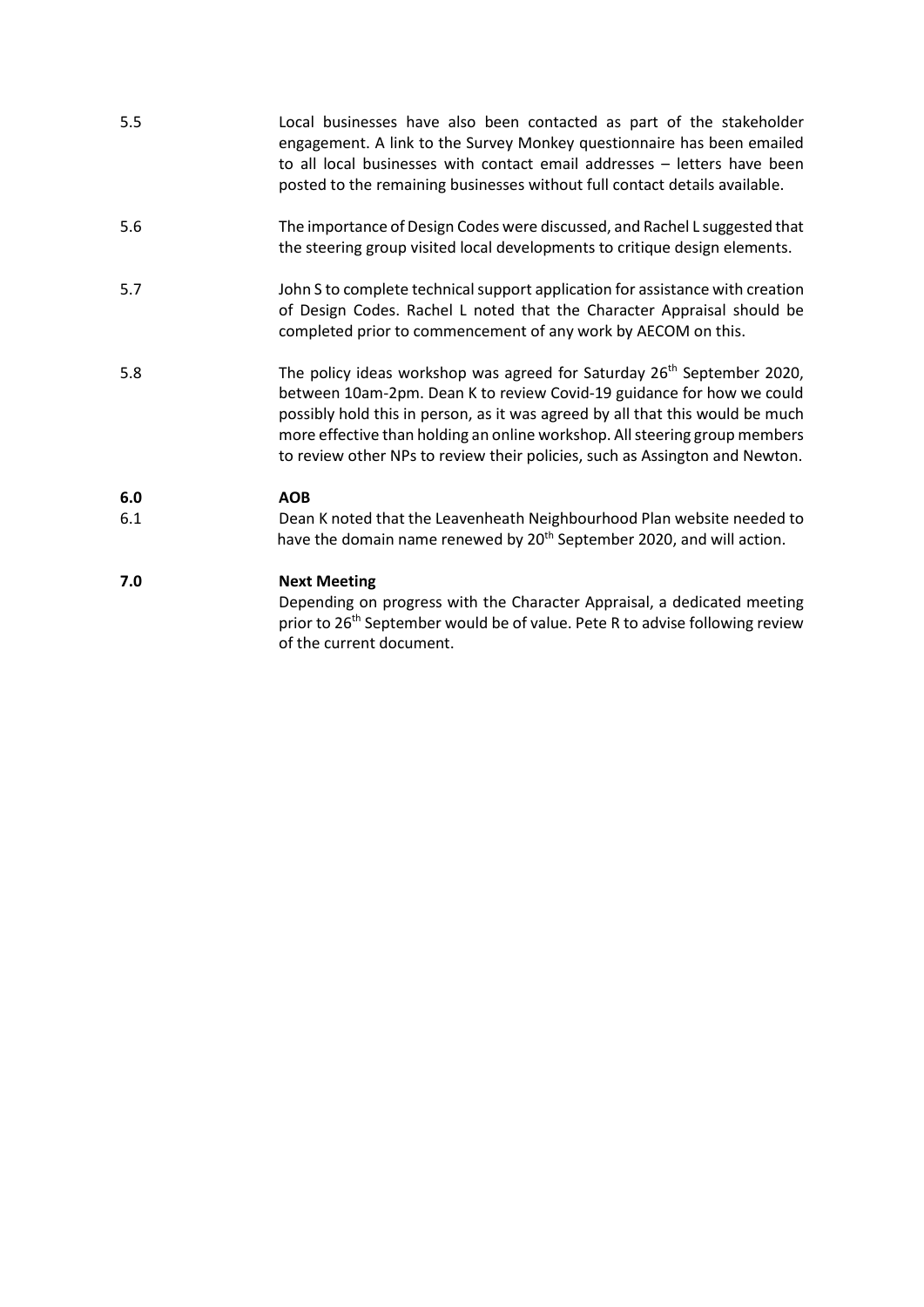5.5 Local businesses have also been contacted as part of the stakeholder engagement. A link to the Survey Monkey questionnaire has been emailed to all local businesses with contact email addresses – letters have been posted to the remaining businesses without full contact details available.

5.6 The importance of Design Codes were discussed, and Rachel L suggested that the steering group visited local developments to critique design elements.

5.7 John S to complete technical support application for assistance with creation of Design Codes. Rachel L noted that the Character Appraisal should be completed prior to commencement of any work by AECOM on this.

5.8 The policy ideas workshop was agreed for Saturday 26th September 2020, between 10am-2pm. Dean K to review Covid-19 guidance for how we could possibly hold this in person, as it was agreed by all that this would be much more effective than holding an online workshop. All steering group members to review other NPs to review their policies, such as Assington and Newton.

**6.0 AOB**

6.1 Dean K noted that the Leavenheath Neighbourhood Plan website needed to have the domain name renewed by 20th September 2020, and will action.

**7.0 Next Meeting**

Depending on progress with the Character Appraisal, a dedicated meeting prior to 26th September would be of value. Pete R to advise following review of the current document.